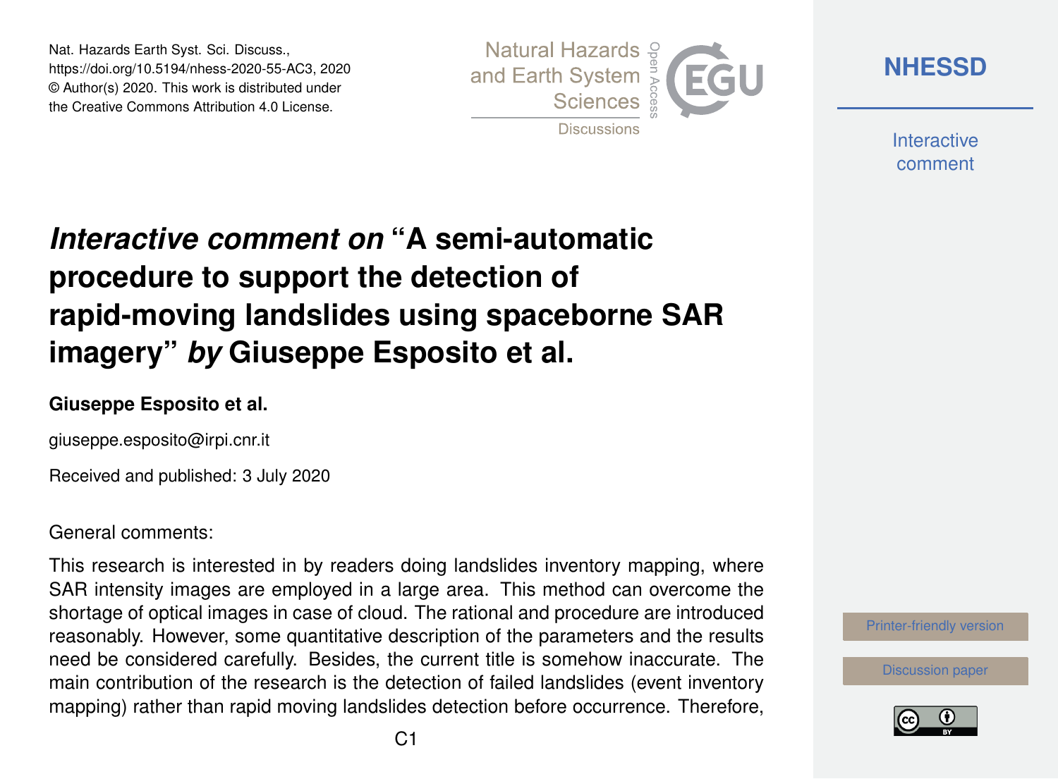Nat. Hazards Earth Syst. Sci. Discuss.,
https://doi.org/10.5194/nhess-2020-55-AC3, 2020
© Author(s) 2020. This work is distributed under
the Creative Commons Attribution 4.0 License.

# *Interactive comment on* "A semi-automatic procedure to support the detection of rapid-moving landslides using spaceborne SAR imagery" *by* Giuseppe Esposito et al.

**Giuseppe Esposito et al.**

giuseppe.esposito@irpi.cnr.it

Received and published: 3 July 2020

General comments:

This research is interested in by readers doing landslides inventory mapping, where SAR intensity images are employed in a large area. This method can overcome the shortage of optical images in case of cloud. The rational and procedure are introduced reasonably. However, some quantitative description of the parameters and the results need be considered carefully. Besides, the current title is somehow inaccurate. The main contribution of the research is the detection of failed landslides (event inventory mapping) rather than rapid moving landslides detection before occurrence. Therefore,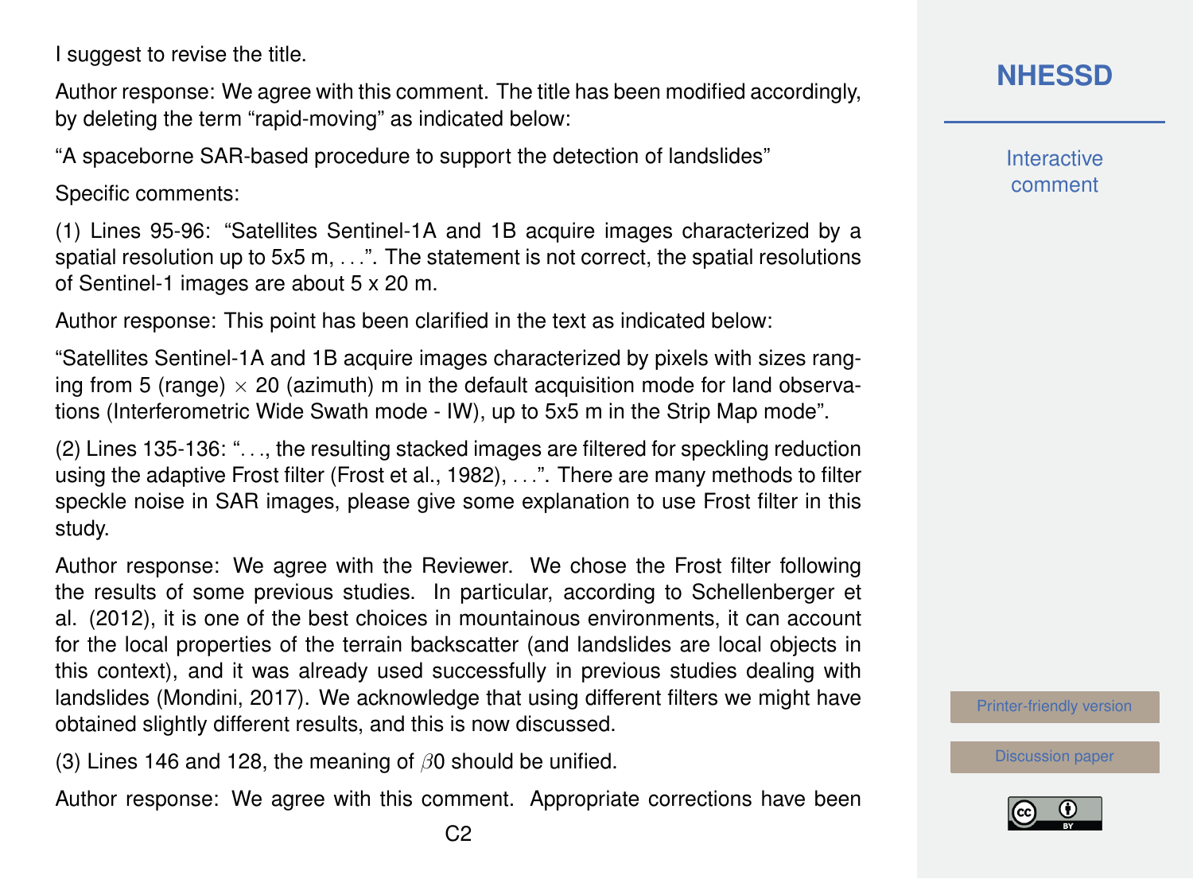I suggest to revise the title.

Author response: We agree with this comment. The title has been modified accordingly, by deleting the term “rapid-moving” as indicated below:

“A spaceborne SAR-based procedure to support the detection of landslides”

Specific comments:

(1) Lines 95-96: “Satellites Sentinel-1A and 1B acquire images characterized by a spatial resolution up to 5x5 m, . . .”. The statement is not correct, the spatial resolutions of Sentinel-1 images are about 5 x 20 m.

Author response: This point has been clarified in the text as indicated below:

“Satellites Sentinel-1A and 1B acquire images characterized by pixels with sizes ranging from 5 (range) $\times$ 20 (azimuth) m in the default acquisition mode for land observations (Interferometric Wide Swath mode - IW), up to 5x5 m in the Strip Map mode”.

(2) Lines 135-136: “. . ., the resulting stacked images are filtered for speckling reduction using the adaptive Frost filter (Frost et al., 1982), . . .”. There are many methods to filter speckle noise in SAR images, please give some explanation to use Frost filter in this study.

Author response: We agree with the Reviewer. We chose the Frost filter following the results of some previous studies. In particular, according to Schellenberger et al. (2012), it is one of the best choices in mountainous environments, it can account for the local properties of the terrain backscatter (and landslides are local objects in this context), and it was already used successfully in previous studies dealing with landslides (Mondini, 2017). We acknowledge that using different filters we might have obtained slightly different results, and this is now discussed.

(3) Lines 146 and 128, the meaning of $\beta 0$ should be unified.

Author response: We agree with this comment. Appropriate corrections have been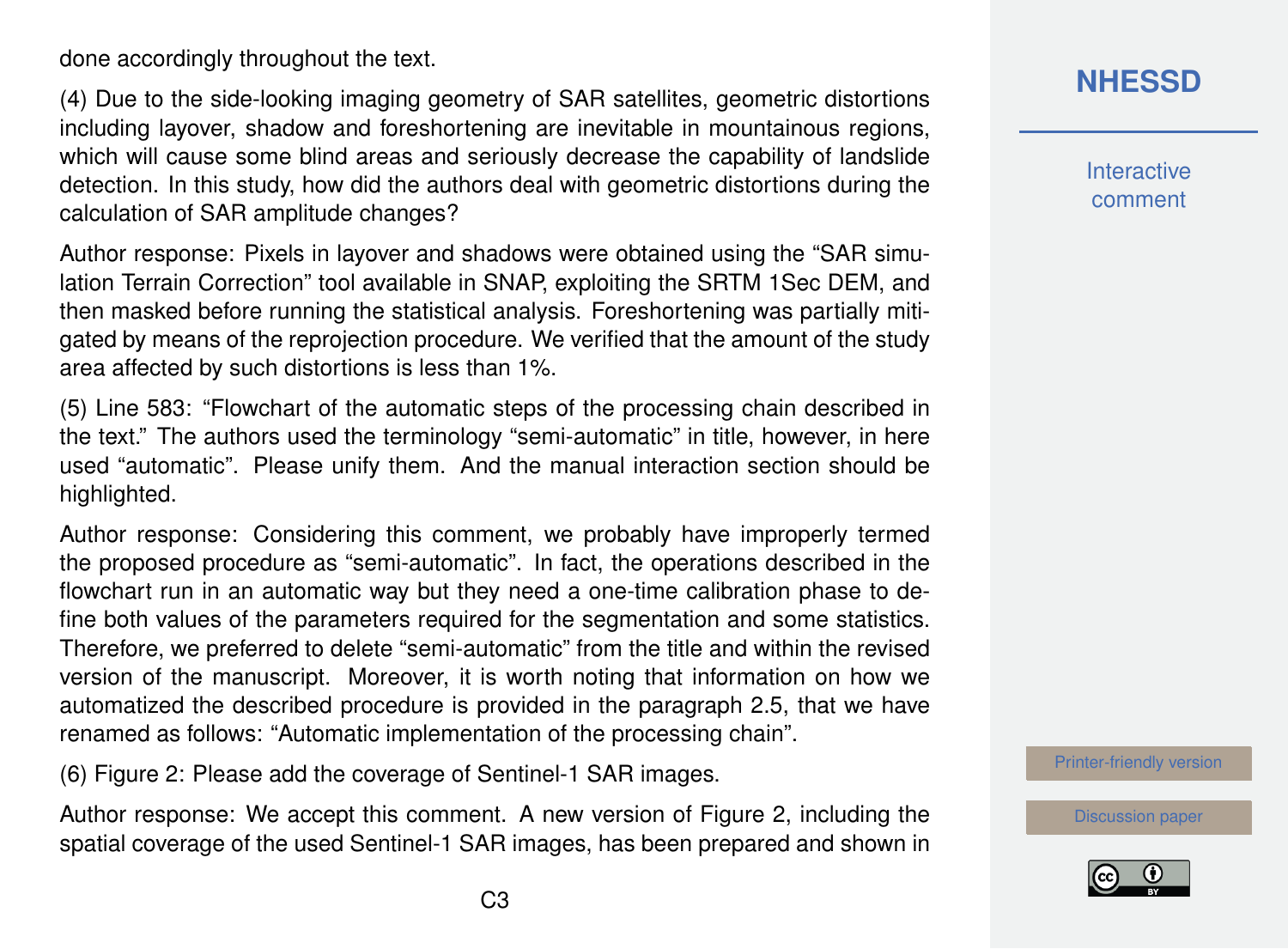done accordingly throughout the text.

(4) Due to the side-looking imaging geometry of SAR satellites, geometric distortions including layover, shadow and foreshortening are inevitable in mountainous regions, which will cause some blind areas and seriously decrease the capability of landslide detection. In this study, how did the authors deal with geometric distortions during the calculation of SAR amplitude changes?

Author response: Pixels in layover and shadows were obtained using the "SAR simulation Terrain Correction" tool available in SNAP, exploiting the SRTM 1Sec DEM, and then masked before running the statistical analysis. Foreshortening was partially mitigated by means of the reprojection procedure. We verified that the amount of the study area affected by such distortions is less than 1%.

(5) Line 583: "Flowchart of the automatic steps of the processing chain described in the text." The authors used the terminology "semi-automatic" in title, however, in here used "automatic". Please unify them. And the manual interaction section should be highlighted.

Author response: Considering this comment, we probably have improperly termed the proposed procedure as "semi-automatic". In fact, the operations described in the flowchart run in an automatic way but they need a one-time calibration phase to define both values of the parameters required for the segmentation and some statistics. Therefore, we preferred to delete "semi-automatic" from the title and within the revised version of the manuscript. Moreover, it is worth noting that information on how we automatized the described procedure is provided in the paragraph 2.5, that we have renamed as follows: "Automatic implementation of the processing chain".

(6) Figure 2: Please add the coverage of Sentinel-1 SAR images.

Author response: We accept this comment. A new version of Figure 2, including the spatial coverage of the used Sentinel-1 SAR images, has been prepared and shown in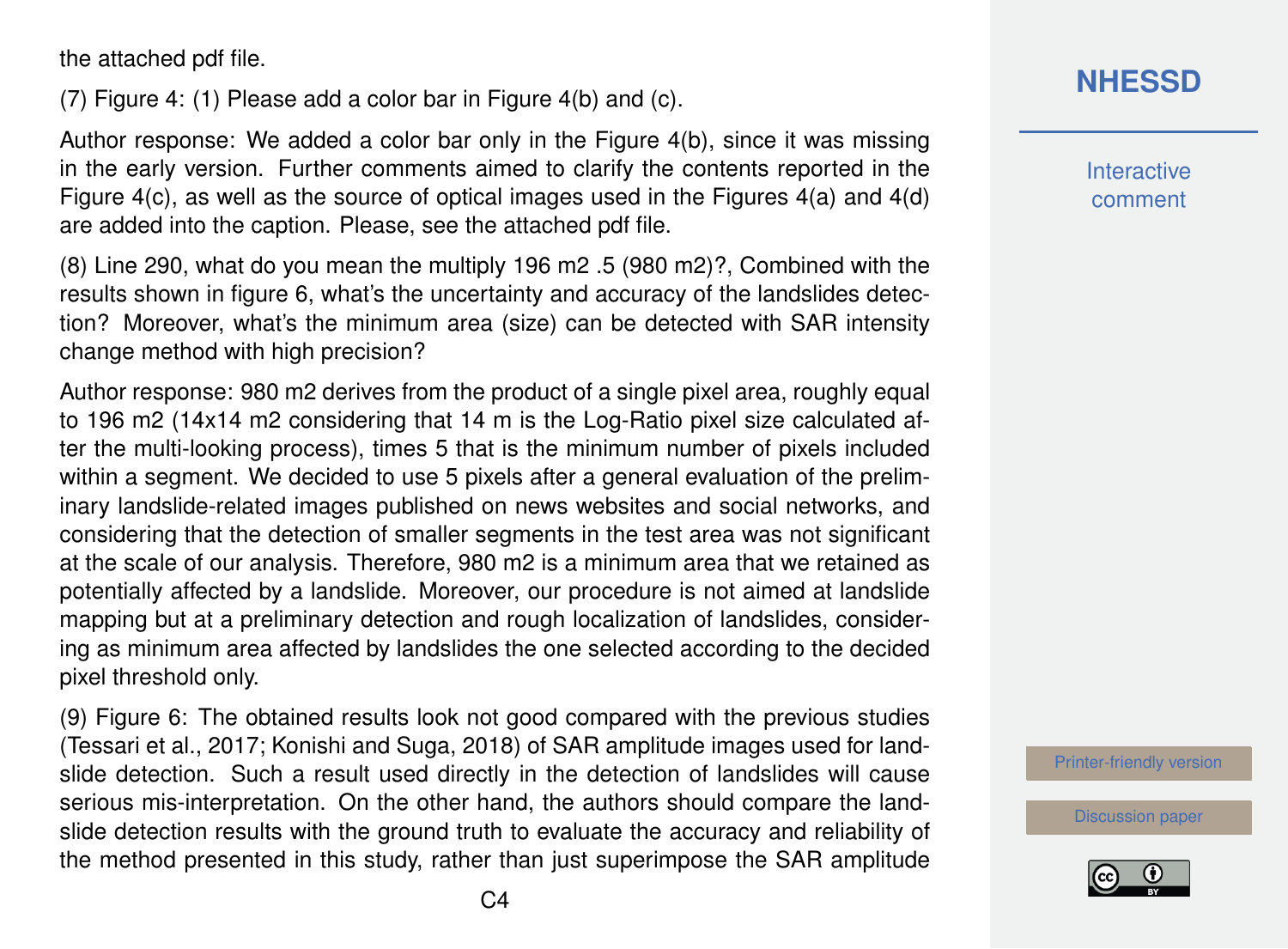the attached pdf file.

(7) Figure 4: (1) Please add a color bar in Figure 4(b) and (c).

Author response: We added a color bar only in the Figure 4(b), since it was missing in the early version. Further comments aimed to clarify the contents reported in the Figure 4(c), as well as the source of optical images used in the Figures 4(a) and 4(d) are added into the caption. Please, see the attached pdf file.

(8) Line 290, what do you mean the multiply 196 m2 .5 (980 m2)?, Combined with the results shown in figure 6, what's the uncertainty and accuracy of the landslides detection? Moreover, what's the minimum area (size) can be detected with SAR intensity change method with high precision?

Author response: 980 m2 derives from the product of a single pixel area, roughly equal to 196 m2 (14x14 m2 considering that 14 m is the Log-Ratio pixel size calculated after the multi-looking process), times 5 that is the minimum number of pixels included within a segment. We decided to use 5 pixels after a general evaluation of the preliminary landslide-related images published on news websites and social networks, and considering that the detection of smaller segments in the test area was not significant at the scale of our analysis. Therefore, 980 m2 is a minimum area that we retained as potentially affected by a landslide. Moreover, our procedure is not aimed at landslide mapping but at a preliminary detection and rough localization of landslides, considering as minimum area affected by landslides the one selected according to the decided pixel threshold only.

(9) Figure 6: The obtained results look not good compared with the previous studies (Tessari et al., 2017; Konishi and Suga, 2018) of SAR amplitude images used for landslide detection. Such a result used directly in the detection of landslides will cause serious mis-interpretation. On the other hand, the authors should compare the landslide detection results with the ground truth to evaluate the accuracy and reliability of the method presented in this study, rather than just superimpose the SAR amplitude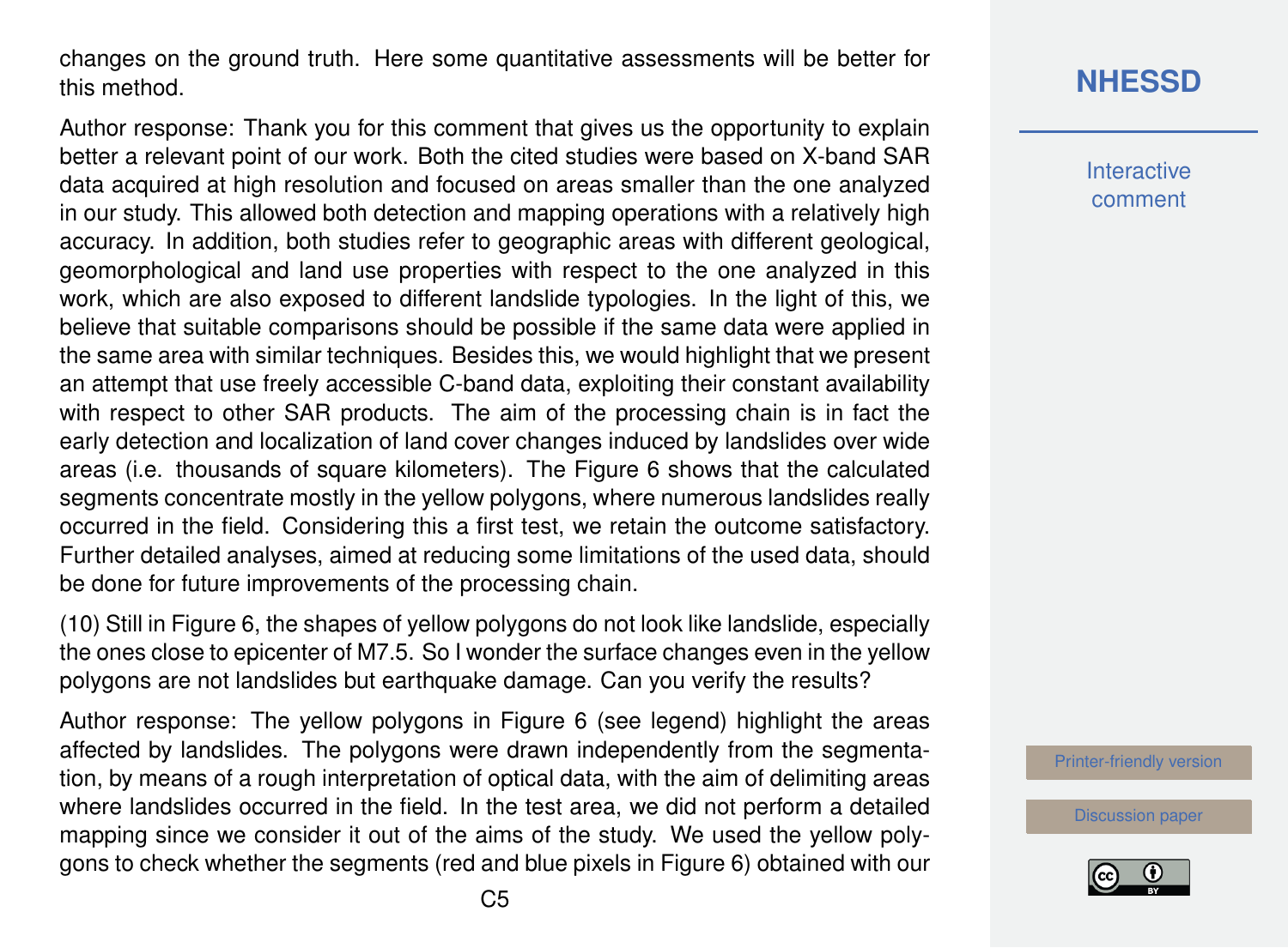changes on the ground truth. Here some quantitative assessments will be better for this method.

Author response: Thank you for this comment that gives us the opportunity to explain better a relevant point of our work. Both the cited studies were based on X-band SAR data acquired at high resolution and focused on areas smaller than the one analyzed in our study. This allowed both detection and mapping operations with a relatively high accuracy. In addition, both studies refer to geographic areas with different geological, geomorphological and land use properties with respect to the one analyzed in this work, which are also exposed to different landslide typologies. In the light of this, we believe that suitable comparisons should be possible if the same data were applied in the same area with similar techniques. Besides this, we would highlight that we present an attempt that use freely accessible C-band data, exploiting their constant availability with respect to other SAR products. The aim of the processing chain is in fact the early detection and localization of land cover changes induced by landslides over wide areas (i.e. thousands of square kilometers). The Figure 6 shows that the calculated segments concentrate mostly in the yellow polygons, where numerous landslides really occurred in the field. Considering this a first test, we retain the outcome satisfactory. Further detailed analyses, aimed at reducing some limitations of the used data, should be done for future improvements of the processing chain.

(10) Still in Figure 6, the shapes of yellow polygons do not look like landslide, especially the ones close to epicenter of M7.5. So I wonder the surface changes even in the yellow polygons are not landslides but earthquake damage. Can you verify the results?

Author response: The yellow polygons in Figure 6 (see legend) highlight the areas affected by landslides. The polygons were drawn independently from the segmentation, by means of a rough interpretation of optical data, with the aim of delimiting areas where landslides occurred in the field. In the test area, we did not perform a detailed mapping since we consider it out of the aims of the study. We used the yellow polygons to check whether the segments (red and blue pixels in Figure 6) obtained with our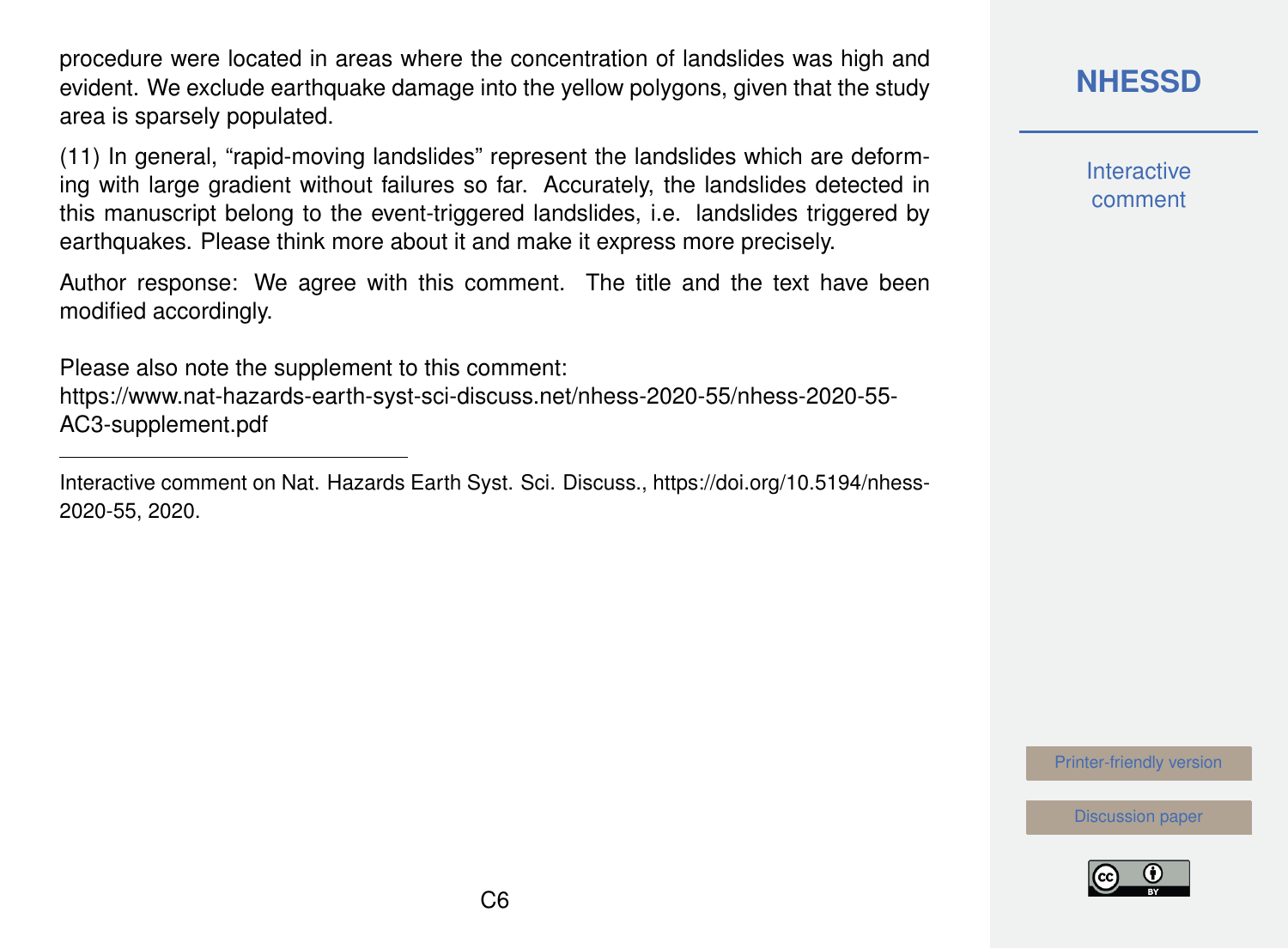procedure were located in areas where the concentration of landslides was high and evident. We exclude earthquake damage into the yellow polygons, given that the study area is sparsely populated.

(11) In general, "rapid-moving landslides" represent the landslides which are deforming with large gradient without failures so far. Accurately, the landslides detected in this manuscript belong to the event-triggered landslides, i.e. landslides triggered by earthquakes. Please think more about it and make it express more precisely.

Author response: We agree with this comment. The title and the text have been modified accordingly.

Please also note the supplement to this comment:
https://www.nat-hazards-earth-syst-sci-discuss.net/nhess-2020-55/nhess-2020-55-AC3-supplement.pdf

---

Interactive comment on Nat. Hazards Earth Syst. Sci. Discuss., https://doi.org/10.5194/nhess-2020-55, 2020.